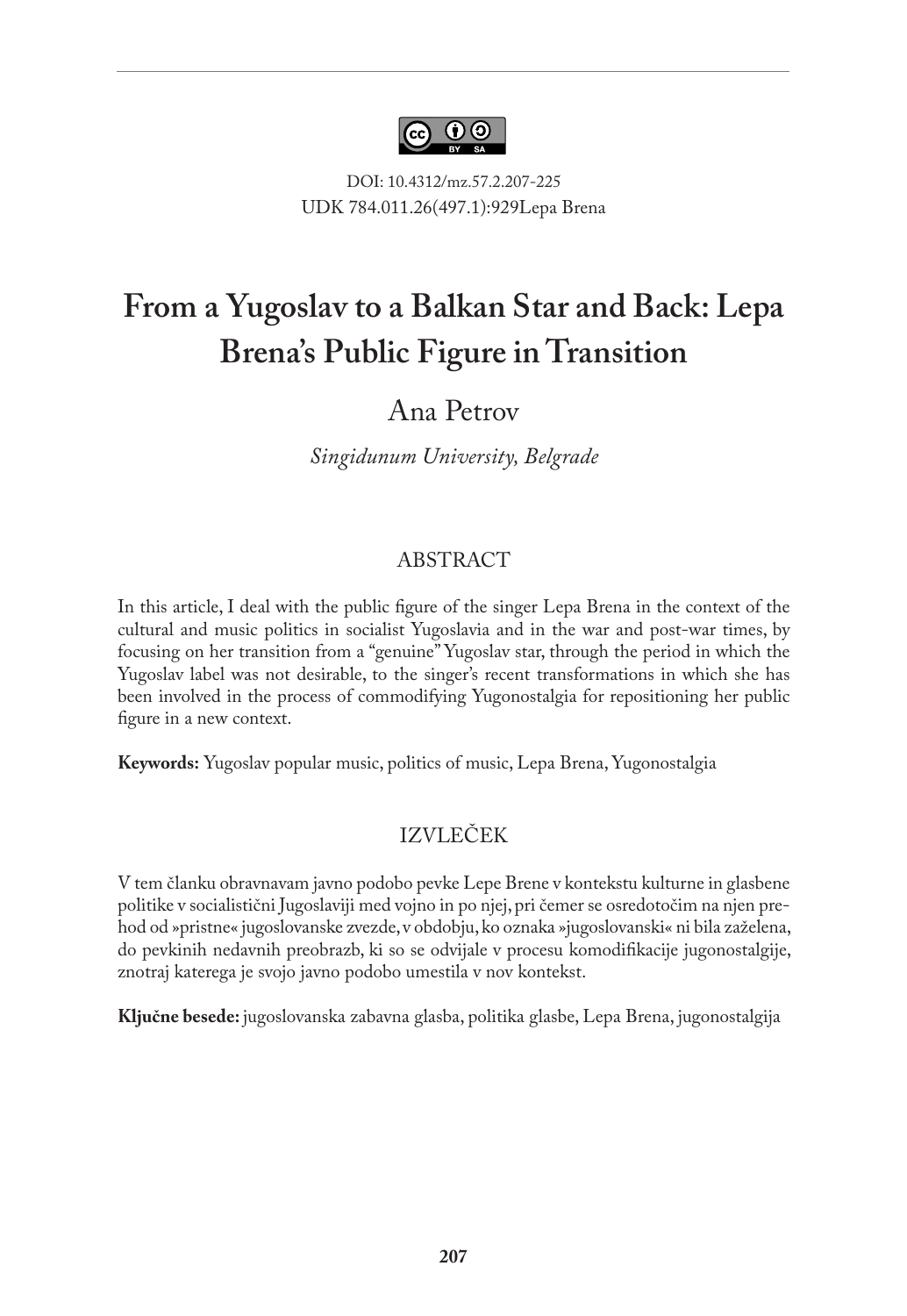DOI: 10.4312/mz.57.2.207-225
UDK 784.011.26(497.1):929Lepa Brena

# From a Yugoslav to a Balkan Star and Back: Lepa Brena's Public Figure in Transition

Ana Petrov

*Singidunum University, Belgrade*

## ABSTRACT

In this article, I deal with the public figure of the singer Lepa Brena in the context of the cultural and music politics in socialist Yugoslavia and in the war and post-war times, by focusing on her transition from a "genuine" Yugoslav star, through the period in which the Yugoslav label was not desirable, to the singer's recent transformations in which she has been involved in the process of commodifying Yugonostalgia for repositioning her public figure in a new context.

**Keywords:** Yugoslav popular music, politics of music, Lepa Brena, Yugonostalgia

## IZVLEČEK

V tem članku obravnavam javno podobo pevke Lepe Brene v kontekstu kulturne in glasbene politike v socialistični Jugoslaviji med vojno in po njej, pri čemer se osredotočim na njen prehod od »pristne« jugoslovanske zvezde, v obdobju, ko oznaka »jugoslovanski« ni bila zaželena, do pevkinih nedavnih preobrazb, ki so se odvijale v procesu komodifikacije jugonostalgije, znotraj katerega je svojo javno podobo umestila v nov kontekst.

**Ključne besede:** jugoslovanska zabavna glasba, politika glasbe, Lepa Brena, jugonostalgija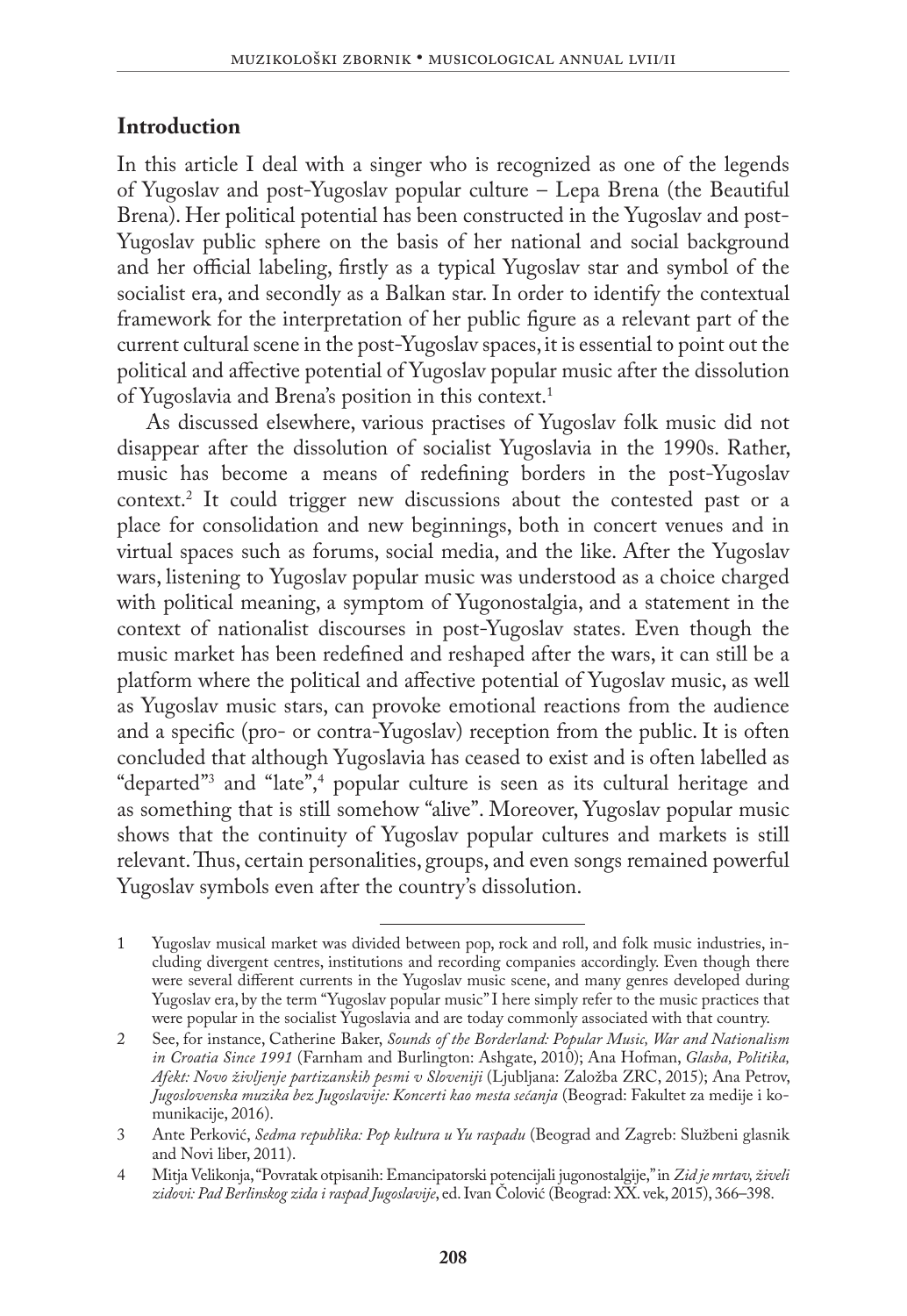## Introduction

In this article I deal with a singer who is recognized as one of the legends of Yugoslav and post-Yugoslav popular culture – Lepa Brena (the Beautiful Brena). Her political potential has been constructed in the Yugoslav and post-Yugoslav public sphere on the basis of her national and social background and her official labeling, firstly as a typical Yugoslav star and symbol of the socialist era, and secondly as a Balkan star. In order to identify the contextual framework for the interpretation of her public figure as a relevant part of the current cultural scene in the post-Yugoslav spaces, it is essential to point out the political and affective potential of Yugoslav popular music after the dissolution of Yugoslavia and Brena's position in this context.[1]

As discussed elsewhere, various practises of Yugoslav folk music did not disappear after the dissolution of socialist Yugoslavia in the 1990s. Rather, music has become a means of redefining borders in the post-Yugoslav context.[2] It could trigger new discussions about the contested past or a place for consolidation and new beginnings, both in concert venues and in virtual spaces such as forums, social media, and the like. After the Yugoslav wars, listening to Yugoslav popular music was understood as a choice charged with political meaning, a symptom of Yugonostalgia, and a statement in the context of nationalist discourses in post-Yugoslav states. Even though the music market has been redefined and reshaped after the wars, it can still be a platform where the political and affective potential of Yugoslav music, as well as Yugoslav music stars, can provoke emotional reactions from the audience and a specific (pro- or contra-Yugoslav) reception from the public. It is often concluded that although Yugoslavia has ceased to exist and is often labelled as "departed"[3] and "late",[4] popular culture is seen as its cultural heritage and as something that is still somehow "alive". Moreover, Yugoslav popular music shows that the continuity of Yugoslav popular cultures and markets is still relevant. Thus, certain personalities, groups, and even songs remained powerful Yugoslav symbols even after the country's dissolution.

---

1 Yugoslav musical market was divided between pop, rock and roll, and folk music industries, including divergent centres, institutions and recording companies accordingly. Even though there were several different currents in the Yugoslav music scene, and many genres developed during Yugoslav era, by the term "Yugoslav popular music" I here simply refer to the music practices that were popular in the socialist Yugoslavia and are today commonly associated with that country.

2 See, for instance, Catherine Baker, *Sounds of the Borderland: Popular Music, War and Nationalism in Croatia Since 1991* (Farnham and Burlington: Ashgate, 2010); Ana Hofman, *Glasba, Politika, Afekt: Novo življenje partizanskih pesmi v Sloveniji* (Ljubljana: Založba ZRC, 2015); Ana Petrov, *Jugoslovenska muzika bez Jugoslavije: Koncerti kao mesta sećanja* (Beograd: Fakultet za medije i komunikacije, 2016).

3 Ante Perković, *Sedma republika: Pop kultura u Yu raspadu* (Beograd and Zagreb: Službeni glasnik and Novi liber, 2011).

4 Mitja Velikonja, "Povratak otpisanih: Emancipatorski potencijali jugonostalgije," in *Zid je mrtav, živeli zidovi: Pad Berlinskog zida i raspad Jugoslavije*, ed. Ivan Čolović (Beograd: XX. vek, 2015), 366–398.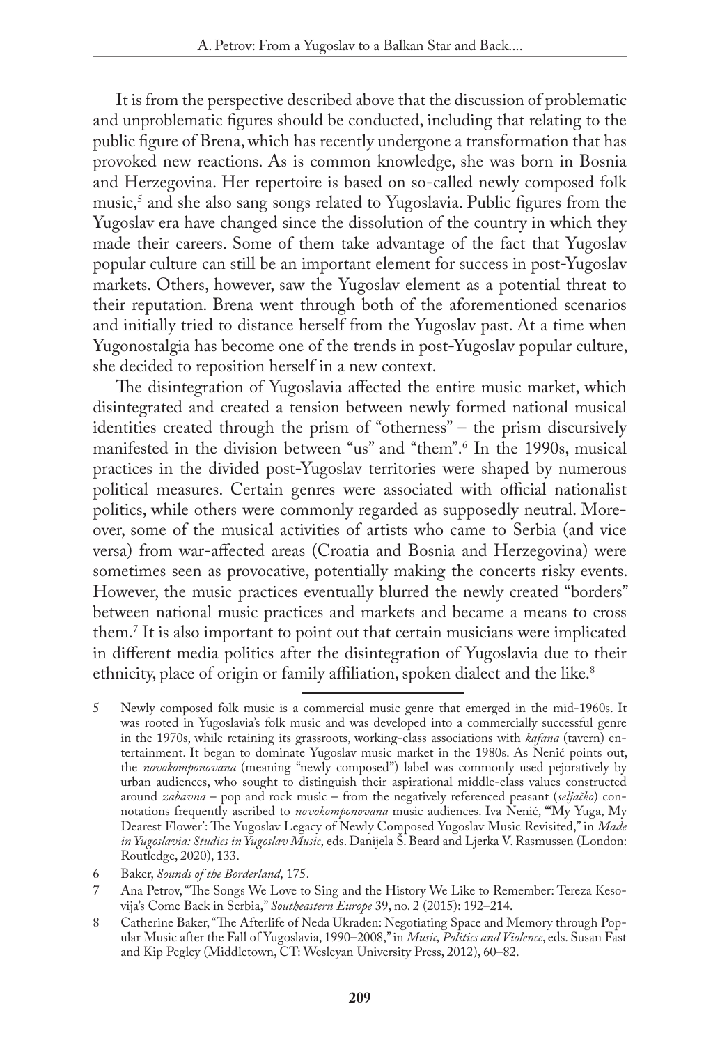It is from the perspective described above that the discussion of problematic and unproblematic figures should be conducted, including that relating to the public figure of Brena, which has recently undergone a transformation that has provoked new reactions. As is common knowledge, she was born in Bosnia and Herzegovina. Her repertoire is based on so-called newly composed folk music,[5] and she also sang songs related to Yugoslavia. Public figures from the Yugoslav era have changed since the dissolution of the country in which they made their careers. Some of them take advantage of the fact that Yugoslav popular culture can still be an important element for success in post-Yugoslav markets. Others, however, saw the Yugoslav element as a potential threat to their reputation. Brena went through both of the aforementioned scenarios and initially tried to distance herself from the Yugoslav past. At a time when Yugonostalgia has become one of the trends in post-Yugoslav popular culture, she decided to reposition herself in a new context.

The disintegration of Yugoslavia affected the entire music market, which disintegrated and created a tension between newly formed national musical identities created through the prism of "otherness" – the prism discursively manifested in the division between "us" and "them".[6] In the 1990s, musical practices in the divided post-Yugoslav territories were shaped by numerous political measures. Certain genres were associated with official nationalist politics, while others were commonly regarded as supposedly neutral. Moreover, some of the musical activities of artists who came to Serbia (and vice versa) from war-affected areas (Croatia and Bosnia and Herzegovina) were sometimes seen as provocative, potentially making the concerts risky events. However, the music practices eventually blurred the newly created "borders" between national music practices and markets and became a means to cross them.[7] It is also important to point out that certain musicians were implicated in different media politics after the disintegration of Yugoslavia due to their ethnicity, place of origin or family affiliation, spoken dialect and the like.[8]

---

5 Newly composed folk music is a commercial music genre that emerged in the mid-1960s. It was rooted in Yugoslavia's folk music and was developed into a commercially successful genre in the 1970s, while retaining its grassroots, working-class associations with *kafana* (tavern) entertainment. It began to dominate Yugoslav music market in the 1980s. As Nenić points out, the *novokomponovana* (meaning "newly composed") label was commonly used pejoratively by urban audiences, who sought to distinguish their aspirational middle-class values constructed around *zabavna* – pop and rock music – from the negatively referenced peasant (*seljačko*) connotations frequently ascribed to *novokomponovana* music audiences. Iva Nenić, "'My Yuga, My Dearest Flower': The Yugoslav Legacy of Newly Composed Yugoslav Music Revisited," in *Made in Yugoslavia: Studies in Yugoslav Music*, eds. Danijela Š. Beard and Ljerka V. Rasmussen (London: Routledge, 2020), 133.

6 Baker, *Sounds of the Borderland*, 175.

7 Ana Petrov, "The Songs We Love to Sing and the History We Like to Remember: Tereza Kesovija's Come Back in Serbia," *Southeastern Europe* 39, no. 2 (2015): 192–214.

8 Catherine Baker, "The Afterlife of Neda Ukraden: Negotiating Space and Memory through Popular Music after the Fall of Yugoslavia, 1990–2008," in *Music, Politics and Violence*, eds. Susan Fast and Kip Pegley (Middletown, CT: Wesleyan University Press, 2012), 60–82.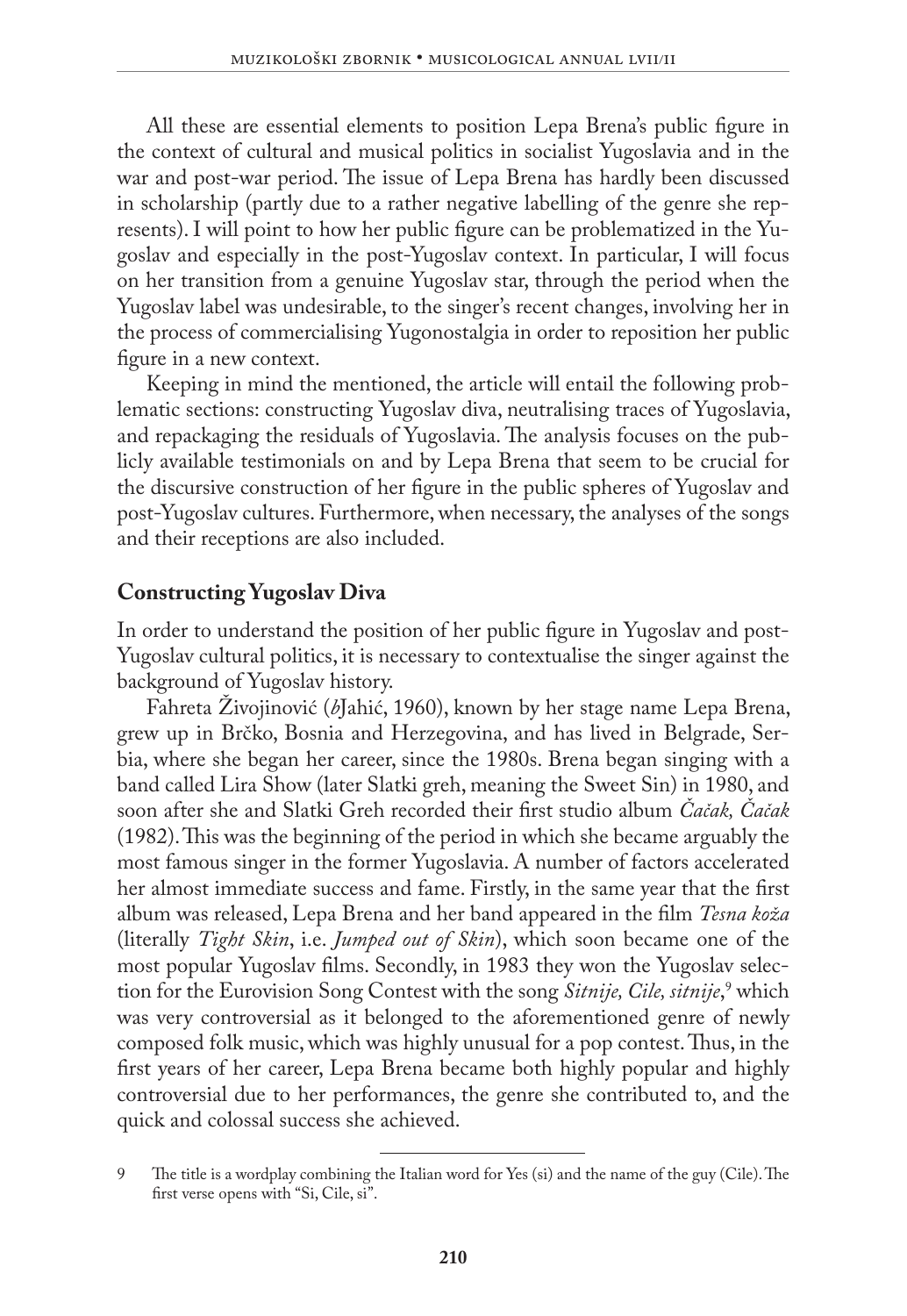All these are essential elements to position Lepa Brena's public figure in the context of cultural and musical politics in socialist Yugoslavia and in the war and post-war period. The issue of Lepa Brena has hardly been discussed in scholarship (partly due to a rather negative labelling of the genre she represents). I will point to how her public figure can be problematized in the Yugoslav and especially in the post-Yugoslav context. In particular, I will focus on her transition from a genuine Yugoslav star, through the period when the Yugoslav label was undesirable, to the singer's recent changes, involving her in the process of commercialising Yugonostalgia in order to reposition her public figure in a new context.

Keeping in mind the mentioned, the article will entail the following problematic sections: constructing Yugoslav diva, neutralising traces of Yugoslavia, and repackaging the residuals of Yugoslavia. The analysis focuses on the publicly available testimonials on and by Lepa Brena that seem to be crucial for the discursive construction of her figure in the public spheres of Yugoslav and post-Yugoslav cultures. Furthermore, when necessary, the analyses of the songs and their receptions are also included.

## Constructing Yugoslav Diva

In order to understand the position of her public figure in Yugoslav and post-Yugoslav cultural politics, it is necessary to contextualise the singer against the background of Yugoslav history.

Fahreta Živojinović (*b*Jahić, 1960), known by her stage name Lepa Brena, grew up in Brčko, Bosnia and Herzegovina, and has lived in Belgrade, Serbia, where she began her career, since the 1980s. Brena began singing with a band called Lira Show (later Slatki greh, meaning the Sweet Sin) in 1980, and soon after she and Slatki Greh recorded their first studio album *Čačak, Čačak* (1982). This was the beginning of the period in which she became arguably the most famous singer in the former Yugoslavia. A number of factors accelerated her almost immediate success and fame. Firstly, in the same year that the first album was released, Lepa Brena and her band appeared in the film *Tesna koža* (literally *Tight Skin*, i.e. *Jumped out of Skin*), which soon became one of the most popular Yugoslav films. Secondly, in 1983 they won the Yugoslav selection for the Eurovision Song Contest with the song *Sitnije, Cile, sitnije*,[9] which was very controversial as it belonged to the aforementioned genre of newly composed folk music, which was highly unusual for a pop contest. Thus, in the first years of her career, Lepa Brena became both highly popular and highly controversial due to her performances, the genre she contributed to, and the quick and colossal success she achieved.

---

9 The title is a wordplay combining the Italian word for Yes (si) and the name of the guy (Cile). The first verse opens with "Si, Cile, si".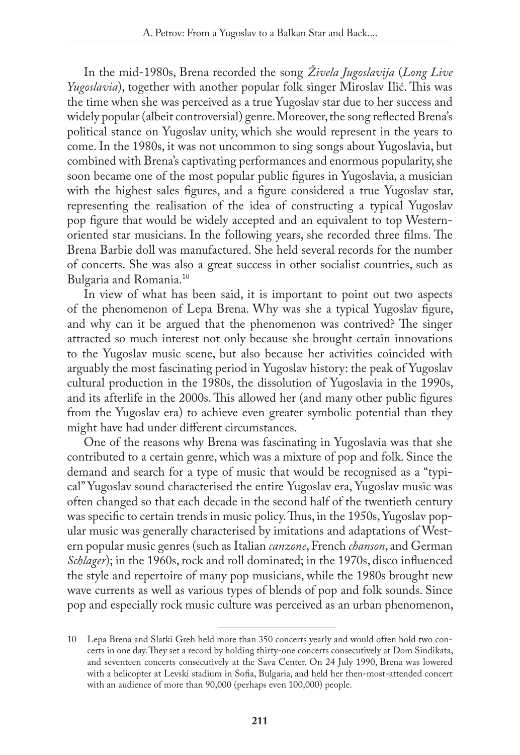In the mid-1980s, Brena recorded the song *Živela Jugoslavija* (*Long Live Yugoslavia*), together with another popular folk singer Miroslav Ilić. This was the time when she was perceived as a true Yugoslav star due to her success and widely popular (albeit controversial) genre. Moreover, the song reflected Brena's political stance on Yugoslav unity, which she would represent in the years to come. In the 1980s, it was not uncommon to sing songs about Yugoslavia, but combined with Brena's captivating performances and enormous popularity, she soon became one of the most popular public figures in Yugoslavia, a musician with the highest sales figures, and a figure considered a true Yugoslav star, representing the realisation of the idea of constructing a typical Yugoslav pop figure that would be widely accepted and an equivalent to top Western-oriented star musicians. In the following years, she recorded three films. The Brena Barbie doll was manufactured. She held several records for the number of concerts. She was also a great success in other socialist countries, such as Bulgaria and Romania.[10]

In view of what has been said, it is important to point out two aspects of the phenomenon of Lepa Brena. Why was she a typical Yugoslav figure, and why can it be argued that the phenomenon was contrived? The singer attracted so much interest not only because she brought certain innovations to the Yugoslav music scene, but also because her activities coincided with arguably the most fascinating period in Yugoslav history: the peak of Yugoslav cultural production in the 1980s, the dissolution of Yugoslavia in the 1990s, and its afterlife in the 2000s. This allowed her (and many other public figures from the Yugoslav era) to achieve even greater symbolic potential than they might have had under different circumstances.

One of the reasons why Brena was fascinating in Yugoslavia was that she contributed to a certain genre, which was a mixture of pop and folk. Since the demand and search for a type of music that would be recognised as a "typical" Yugoslav sound characterised the entire Yugoslav era, Yugoslav music was often changed so that each decade in the second half of the twentieth century was specific to certain trends in music policy. Thus, in the 1950s, Yugoslav popular music was generally characterised by imitations and adaptations of Western popular music genres (such as Italian *canzone*, French *chanson*, and German *Schlager*); in the 1960s, rock and roll dominated; in the 1970s, disco influenced the style and repertoire of many pop musicians, while the 1980s brought new wave currents as well as various types of blends of pop and folk sounds. Since pop and especially rock music culture was perceived as an urban phenomenon,

10 Lepa Brena and Slatki Greh held more than 350 concerts yearly and would often hold two concerts in one day. They set a record by holding thirty-one concerts consecutively at Dom Sindikata, and seventeen concerts consecutively at the Sava Center. On 24 July 1990, Brena was lowered with a helicopter at Levski stadium in Sofia, Bulgaria, and held her then-most-attended concert with an audience of more than 90,000 (perhaps even 100,000) people.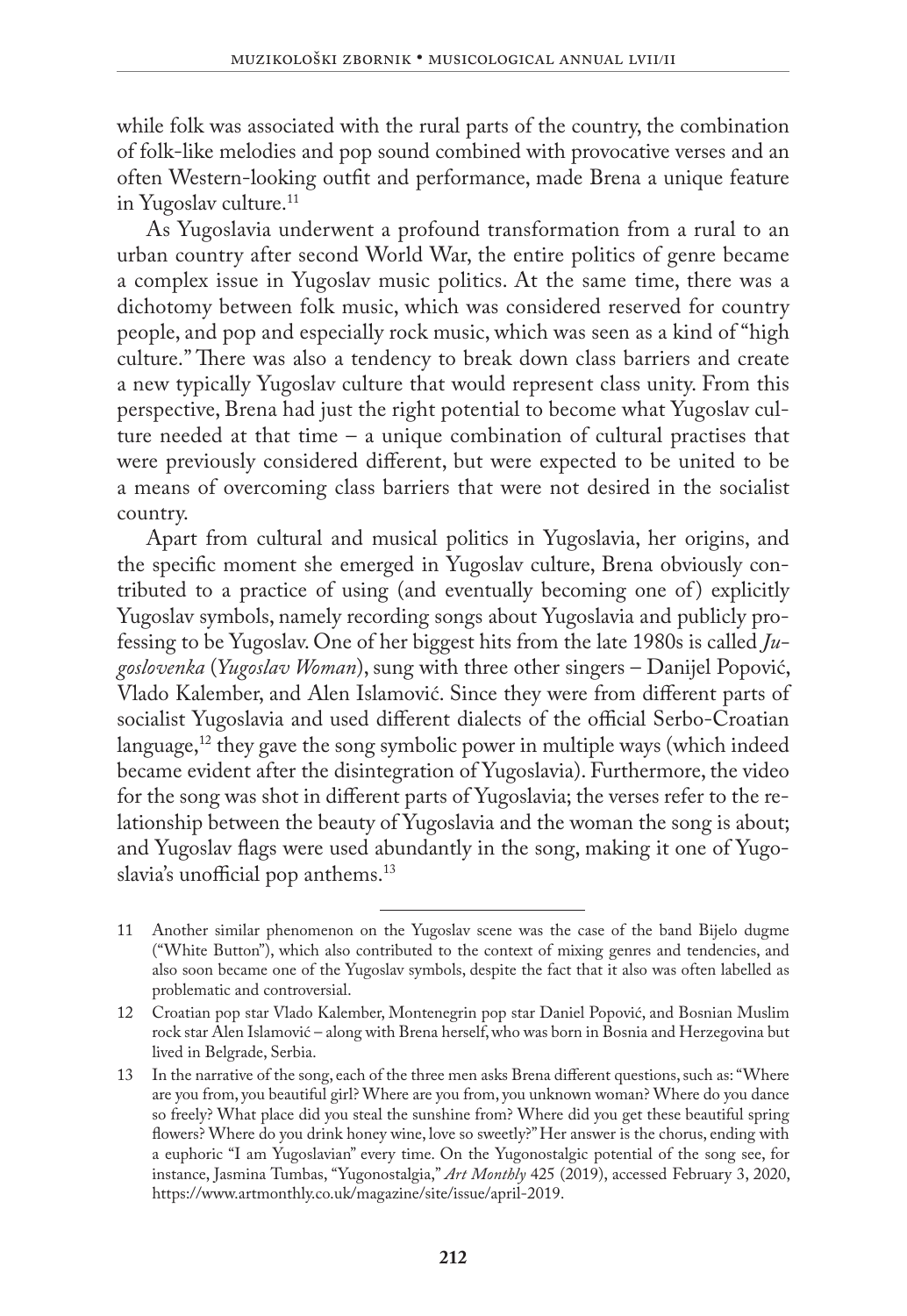while folk was associated with the rural parts of the country, the combination of folk-like melodies and pop sound combined with provocative verses and an often Western-looking outfit and performance, made Brena a unique feature in Yugoslav culture.[11]

As Yugoslavia underwent a profound transformation from a rural to an urban country after second World War, the entire politics of genre became a complex issue in Yugoslav music politics. At the same time, there was a dichotomy between folk music, which was considered reserved for country people, and pop and especially rock music, which was seen as a kind of "high culture." There was also a tendency to break down class barriers and create a new typically Yugoslav culture that would represent class unity. From this perspective, Brena had just the right potential to become what Yugoslav culture needed at that time – a unique combination of cultural practises that were previously considered different, but were expected to be united to be a means of overcoming class barriers that were not desired in the socialist country.

Apart from cultural and musical politics in Yugoslavia, her origins, and the specific moment she emerged in Yugoslav culture, Brena obviously contributed to a practice of using (and eventually becoming one of) explicitly Yugoslav symbols, namely recording songs about Yugoslavia and publicly professing to be Yugoslav. One of her biggest hits from the late 1980s is called *Jugoslovenka* (*Yugoslav Woman*), sung with three other singers – Danijel Popović, Vlado Kalember, and Alen Islamović. Since they were from different parts of socialist Yugoslavia and used different dialects of the official Serbo-Croatian language,[12] they gave the song symbolic power in multiple ways (which indeed became evident after the disintegration of Yugoslavia). Furthermore, the video for the song was shot in different parts of Yugoslavia; the verses refer to the relationship between the beauty of Yugoslavia and the woman the song is about; and Yugoslav flags were used abundantly in the song, making it one of Yugoslavia's unofficial pop anthems.[13]

---

11 Another similar phenomenon on the Yugoslav scene was the case of the band Bijelo dugme ("White Button"), which also contributed to the context of mixing genres and tendencies, and also soon became one of the Yugoslav symbols, despite the fact that it also was often labelled as problematic and controversial.

12 Croatian pop star Vlado Kalember, Montenegrin pop star Daniel Popović, and Bosnian Muslim rock star Alen Islamović – along with Brena herself, who was born in Bosnia and Herzegovina but lived in Belgrade, Serbia.

13 In the narrative of the song, each of the three men asks Brena different questions, such as: "Where are you from, you beautiful girl? Where are you from, you unknown woman? Where do you dance so freely? What place did you steal the sunshine from? Where did you get these beautiful spring flowers? Where do you drink honey wine, love so sweetly?" Her answer is the chorus, ending with a euphoric "I am Yugoslavian" every time. On the Yugonostalgic potential of the song see, for instance, Jasmina Tumbas, "Yugonostalgia," *Art Monthly* 425 (2019), accessed February 3, 2020, https://www.artmonthly.co.uk/magazine/site/issue/april-2019.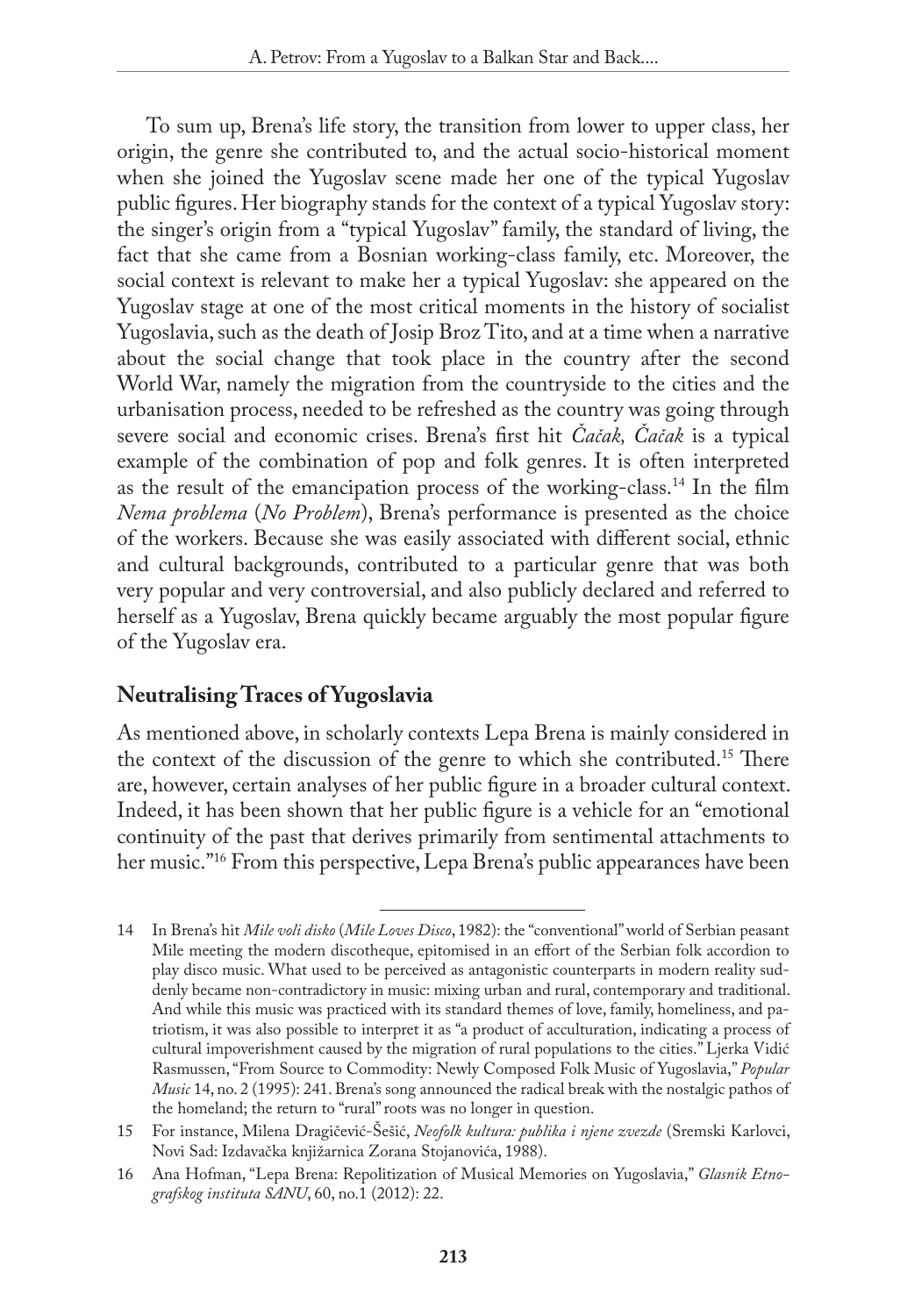To sum up, Brena's life story, the transition from lower to upper class, her origin, the genre she contributed to, and the actual socio-historical moment when she joined the Yugoslav scene made her one of the typical Yugoslav public figures. Her biography stands for the context of a typical Yugoslav story: the singer's origin from a "typical Yugoslav" family, the standard of living, the fact that she came from a Bosnian working-class family, etc. Moreover, the social context is relevant to make her a typical Yugoslav: she appeared on the Yugoslav stage at one of the most critical moments in the history of socialist Yugoslavia, such as the death of Josip Broz Tito, and at a time when a narrative about the social change that took place in the country after the second World War, namely the migration from the countryside to the cities and the urbanisation process, needed to be refreshed as the country was going through severe social and economic crises. Brena's first hit *Čačak, Čačak* is a typical example of the combination of pop and folk genres. It is often interpreted as the result of the emancipation process of the working-class.[14] In the film *Nema problema* (*No Problem*), Brena's performance is presented as the choice of the workers. Because she was easily associated with different social, ethnic and cultural backgrounds, contributed to a particular genre that was both very popular and very controversial, and also publicly declared and referred to herself as a Yugoslav, Brena quickly became arguably the most popular figure of the Yugoslav era.

## Neutralising Traces of Yugoslavia

As mentioned above, in scholarly contexts Lepa Brena is mainly considered in the context of the discussion of the genre to which she contributed.[15] There are, however, certain analyses of her public figure in a broader cultural context. Indeed, it has been shown that her public figure is a vehicle for an "emotional continuity of the past that derives primarily from sentimental attachments to her music."[16] From this perspective, Lepa Brena's public appearances have been

---

14 In Brena's hit *Mile voli disko* (*Mile Loves Disco*, 1982): the "conventional" world of Serbian peasant Mile meeting the modern discotheque, epitomised in an effort of the Serbian folk accordion to play disco music. What used to be perceived as antagonistic counterparts in modern reality suddenly became non-contradictory in music: mixing urban and rural, contemporary and traditional. And while this music was practiced with its standard themes of love, family, homeliness, and patriotism, it was also possible to interpret it as "a product of acculturation, indicating a process of cultural impoverishment caused by the migration of rural populations to the cities." Ljerka Vidić Rasmussen, "From Source to Commodity: Newly Composed Folk Music of Yugoslavia," *Popular Music* 14, no. 2 (1995): 241. Brena's song announced the radical break with the nostalgic pathos of the homeland; the return to "rural" roots was no longer in question.

15 For instance, Milena Dragičević-Šešić, *Neofolk kultura: publika i njene zvezde* (Sremski Karlovci, Novi Sad: Izdavačka knjižarnica Zorana Stojanovića, 1988).

16 Ana Hofman, "Lepa Brena: Repolitization of Musical Memories on Yugoslavia," *Glasnik Etnografskog instituta SANU*, 60, no.1 (2012): 22.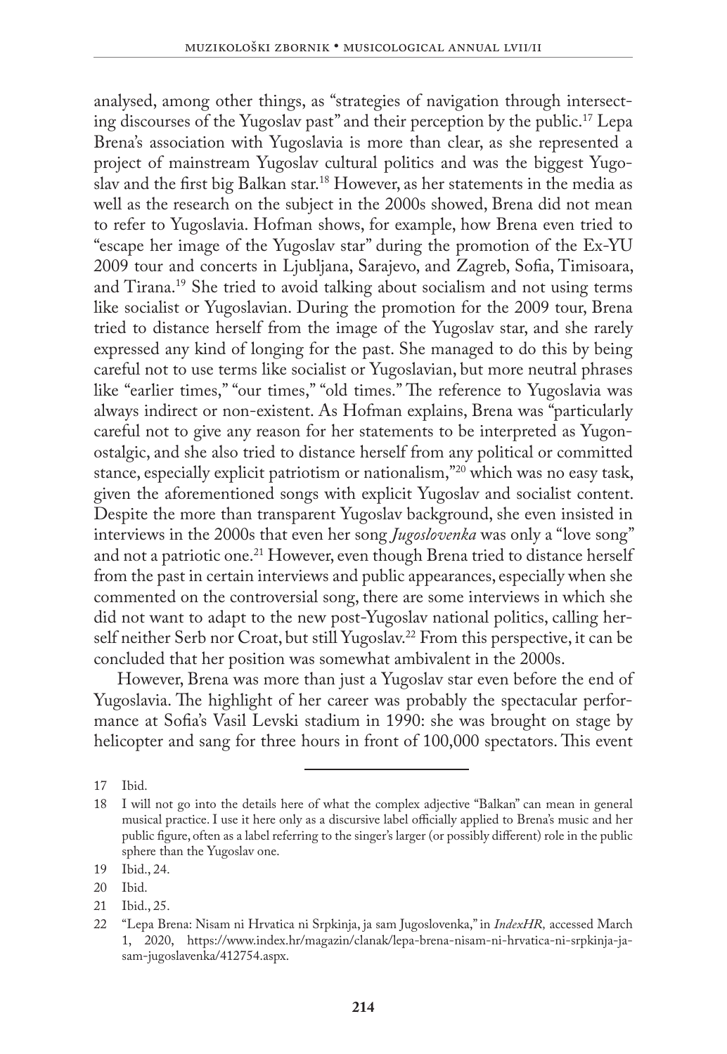analysed, among other things, as "strategies of navigation through intersecting discourses of the Yugoslav past" and their perception by the public.[17] Lepa Brena's association with Yugoslavia is more than clear, as she represented a project of mainstream Yugoslav cultural politics and was the biggest Yugoslav and the first big Balkan star.[18] However, as her statements in the media as well as the research on the subject in the 2000s showed, Brena did not mean to refer to Yugoslavia. Hofman shows, for example, how Brena even tried to "escape her image of the Yugoslav star" during the promotion of the Ex-YU 2009 tour and concerts in Ljubljana, Sarajevo, and Zagreb, Sofia, Timisoara, and Tirana.[19] She tried to avoid talking about socialism and not using terms like socialist or Yugoslavian. During the promotion for the 2009 tour, Brena tried to distance herself from the image of the Yugoslav star, and she rarely expressed any kind of longing for the past. She managed to do this by being careful not to use terms like socialist or Yugoslavian, but more neutral phrases like "earlier times," "our times," "old times." The reference to Yugoslavia was always indirect or non-existent. As Hofman explains, Brena was "particularly careful not to give any reason for her statements to be interpreted as Yugonostalgic, and she also tried to distance herself from any political or committed stance, especially explicit patriotism or nationalism,"[20] which was no easy task, given the aforementioned songs with explicit Yugoslav and socialist content. Despite the more than transparent Yugoslav background, she even insisted in interviews in the 2000s that even her song *Jugoslovenka* was only a "love song" and not a patriotic one.[21] However, even though Brena tried to distance herself from the past in certain interviews and public appearances, especially when she commented on the controversial song, there are some interviews in which she did not want to adapt to the new post-Yugoslav national politics, calling herself neither Serb nor Croat, but still Yugoslav.[22] From this perspective, it can be concluded that her position was somewhat ambivalent in the 2000s.

However, Brena was more than just a Yugoslav star even before the end of Yugoslavia. The highlight of her career was probably the spectacular performance at Sofia's Vasil Levski stadium in 1990: she was brought on stage by helicopter and sang for three hours in front of 100,000 spectators. This event

---

17 Ibid.

18 I will not go into the details here of what the complex adjective "Balkan" can mean in general musical practice. I use it here only as a discursive label officially applied to Brena's music and her public figure, often as a label referring to the singer's larger (or possibly different) role in the public sphere than the Yugoslav one.

19 Ibid., 24.

20 Ibid.

21 Ibid., 25.

22 "Lepa Brena: Nisam ni Hrvatica ni Srpkinja, ja sam Jugoslovenka," in *IndexHR,* accessed March 1, 2020, https://www.index.hr/magazin/clanak/lepa-brena-nisam-ni-hrvatica-ni-srpkinja-ja-sam-jugoslovenka/412754.aspx.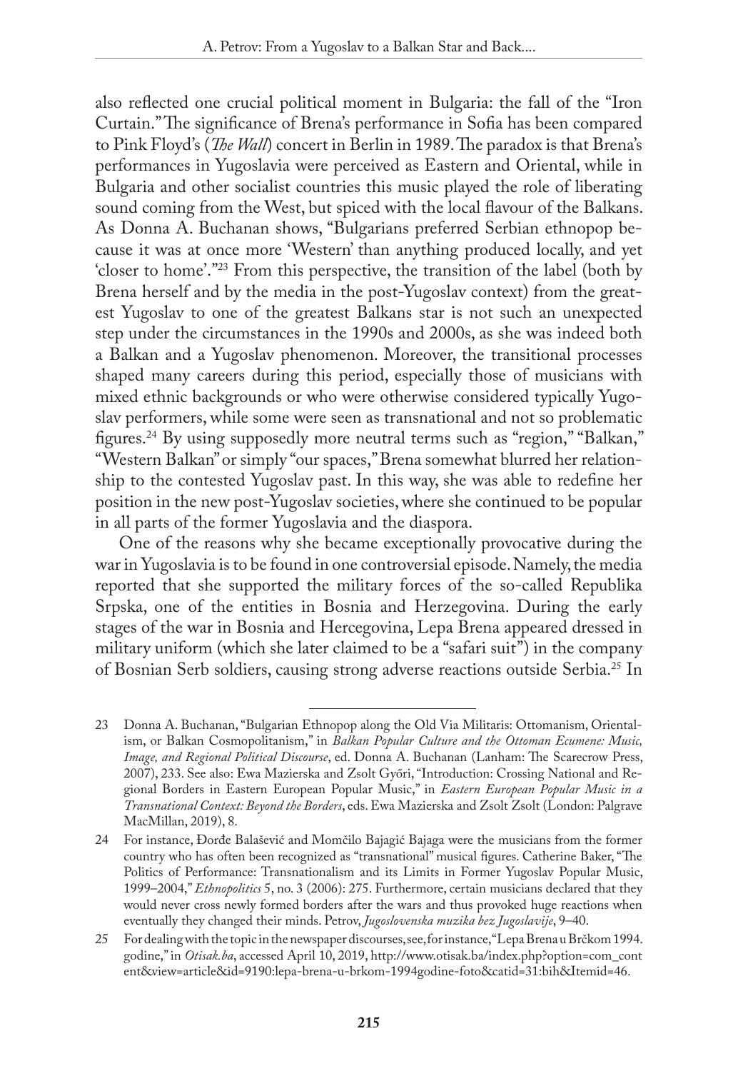also reflected one crucial political moment in Bulgaria: the fall of the "Iron Curtain." The significance of Brena's performance in Sofia has been compared to Pink Floyd's (*The Wall*) concert in Berlin in 1989. The paradox is that Brena's performances in Yugoslavia were perceived as Eastern and Oriental, while in Bulgaria and other socialist countries this music played the role of liberating sound coming from the West, but spiced with the local flavour of the Balkans. As Donna A. Buchanan shows, "Bulgarians preferred Serbian ethnopop because it was at once more 'Western' than anything produced locally, and yet 'closer to home'."[23] From this perspective, the transition of the label (both by Brena herself and by the media in the post-Yugoslav context) from the greatest Yugoslav to one of the greatest Balkans star is not such an unexpected step under the circumstances in the 1990s and 2000s, as she was indeed both a Balkan and a Yugoslav phenomenon. Moreover, the transitional processes shaped many careers during this period, especially those of musicians with mixed ethnic backgrounds or who were otherwise considered typically Yugoslav performers, while some were seen as transnational and not so problematic figures.[24] By using supposedly more neutral terms such as "region," "Balkan," "Western Balkan" or simply "our spaces," Brena somewhat blurred her relationship to the contested Yugoslav past. In this way, she was able to redefine her position in the new post-Yugoslav societies, where she continued to be popular in all parts of the former Yugoslavia and the diaspora.

One of the reasons why she became exceptionally provocative during the war in Yugoslavia is to be found in one controversial episode. Namely, the media reported that she supported the military forces of the so-called Republika Srpska, one of the entities in Bosnia and Herzegovina. During the early stages of the war in Bosnia and Hercegovina, Lepa Brena appeared dressed in military uniform (which she later claimed to be a "safari suit") in the company of Bosnian Serb soldiers, causing strong adverse reactions outside Serbia.[25] In

---

23 Donna A. Buchanan, "Bulgarian Ethnopop along the Old Via Militaris: Ottomanism, Orientalism, or Balkan Cosmopolitanism," in *Balkan Popular Culture and the Ottoman Ecumene: Music, Image, and Regional Political Discourse*, ed. Donna A. Buchanan (Lanham: The Scarecrow Press, 2007), 233. See also: Ewa Mazierska and Zsolt Győri, "Introduction: Crossing National and Regional Borders in Eastern European Popular Music," in *Eastern European Popular Music in a Transnational Context: Beyond the Borders*, eds. Ewa Mazierska and Zsolt Zsolt (London: Palgrave MacMillan, 2019), 8.

24 For instance, Đorđe Balašević and Momčilo Bajagić Bajaga were the musicians from the former country who has often been recognized as "transnational" musical figures. Catherine Baker, "The Politics of Performance: Transnationalism and its Limits in Former Yugoslav Popular Music, 1999–2004," *Ethnopolitics* 5, no. 3 (2006): 275. Furthermore, certain musicians declared that they would never cross newly formed borders after the wars and thus provoked huge reactions when eventually they changed their minds. Petrov, *Jugoslovenska muzika bez Jugoslavije*, 9–40.

25 For dealing with the topic in the newspaper discourses, see, for instance, "Lepa Brena u Brčkom 1994. godine," in *Otisak.ba*, accessed April 10, 2019, http://www.otisak.ba/index.php?option=com_content&view=article&id=9190:lepa-brena-u-brkom-1994godine-foto&catid=31:bih&Itemid=46.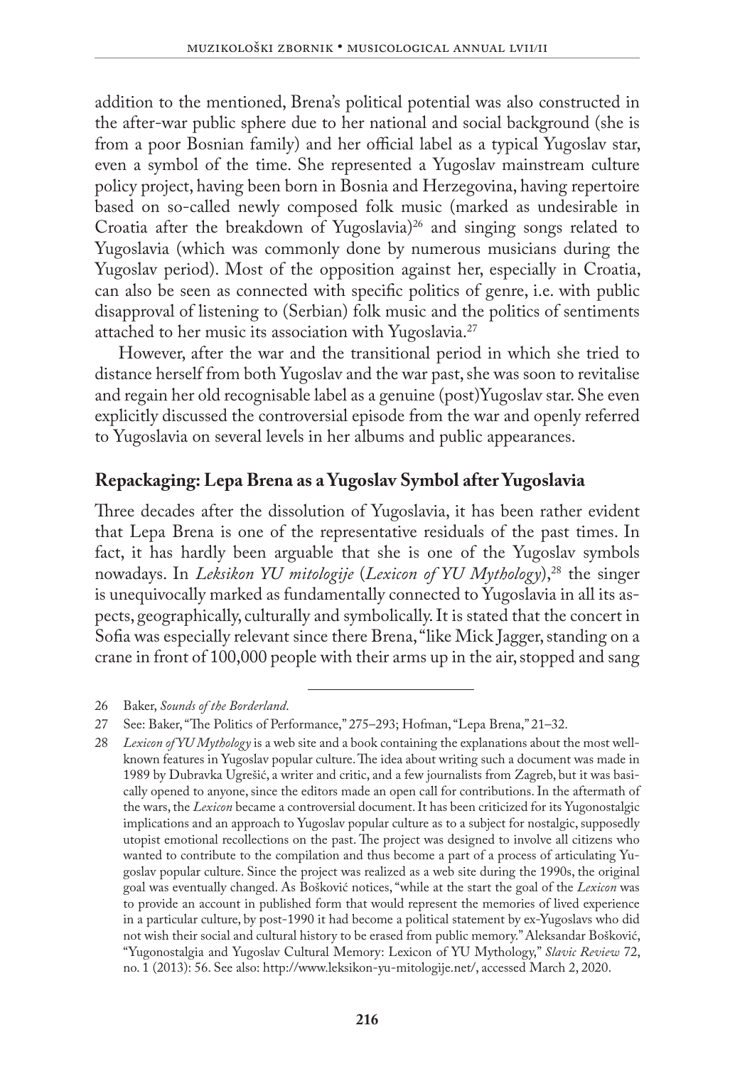addition to the mentioned, Brena's political potential was also constructed in the after-war public sphere due to her national and social background (she is from a poor Bosnian family) and her official label as a typical Yugoslav star, even a symbol of the time. She represented a Yugoslav mainstream culture policy project, having been born in Bosnia and Herzegovina, having repertoire based on so-called newly composed folk music (marked as undesirable in Croatia after the breakdown of Yugoslavia)[26] and singing songs related to Yugoslavia (which was commonly done by numerous musicians during the Yugoslav period). Most of the opposition against her, especially in Croatia, can also be seen as connected with specific politics of genre, i.e. with public disapproval of listening to (Serbian) folk music and the politics of sentiments attached to her music its association with Yugoslavia.[27]

However, after the war and the transitional period in which she tried to distance herself from both Yugoslav and the war past, she was soon to revitalise and regain her old recognisable label as a genuine (post)Yugoslav star. She even explicitly discussed the controversial episode from the war and openly referred to Yugoslavia on several levels in her albums and public appearances.

## Repackaging: Lepa Brena as a Yugoslav Symbol after Yugoslavia

Three decades after the dissolution of Yugoslavia, it has been rather evident that Lepa Brena is one of the representative residuals of the past times. In fact, it has hardly been arguable that she is one of the Yugoslav symbols nowadays. In *Leksikon YU mitologije* (*Lexicon of YU Mythology*),[28] the singer is unequivocally marked as fundamentally connected to Yugoslavia in all its aspects, geographically, culturally and symbolically. It is stated that the concert in Sofia was especially relevant since there Brena, "like Mick Jagger, standing on a crane in front of 100,000 people with their arms up in the air, stopped and sang

---

26 Baker, *Sounds of the Borderland*.

27 See: Baker, "The Politics of Performance," 275–293; Hofman, "Lepa Brena," 21–32.

28 *Lexicon of YU Mythology* is a web site and a book containing the explanations about the most well-known features in Yugoslav popular culture. The idea about writing such a document was made in 1989 by Dubravka Ugrešić, a writer and critic, and a few journalists from Zagreb, but it was basically opened to anyone, since the editors made an open call for contributions. In the aftermath of the wars, the *Lexicon* became a controversial document. It has been criticized for its Yugonostalgic implications and an approach to Yugoslav popular culture as to a subject for nostalgic, supposedly utopist emotional recollections on the past. The project was designed to involve all citizens who wanted to contribute to the compilation and thus become a part of a process of articulating Yugoslav popular culture. Since the project was realized as a web site during the 1990s, the original goal was eventually changed. As Bošković notices, "while at the start the goal of the *Lexicon* was to provide an account in published form that would represent the memories of lived experience in a particular culture, by post-1990 it had become a political statement by ex-Yugoslavs who did not wish their social and cultural history to be erased from public memory." Aleksandar Bošković, "Yugonostalgia and Yugoslav Cultural Memory: Lexicon of YU Mythology," *Slavic Review* 72, no. 1 (2013): 56. See also: http://www.leksikon-yu-mitologije.net/, accessed March 2, 2020.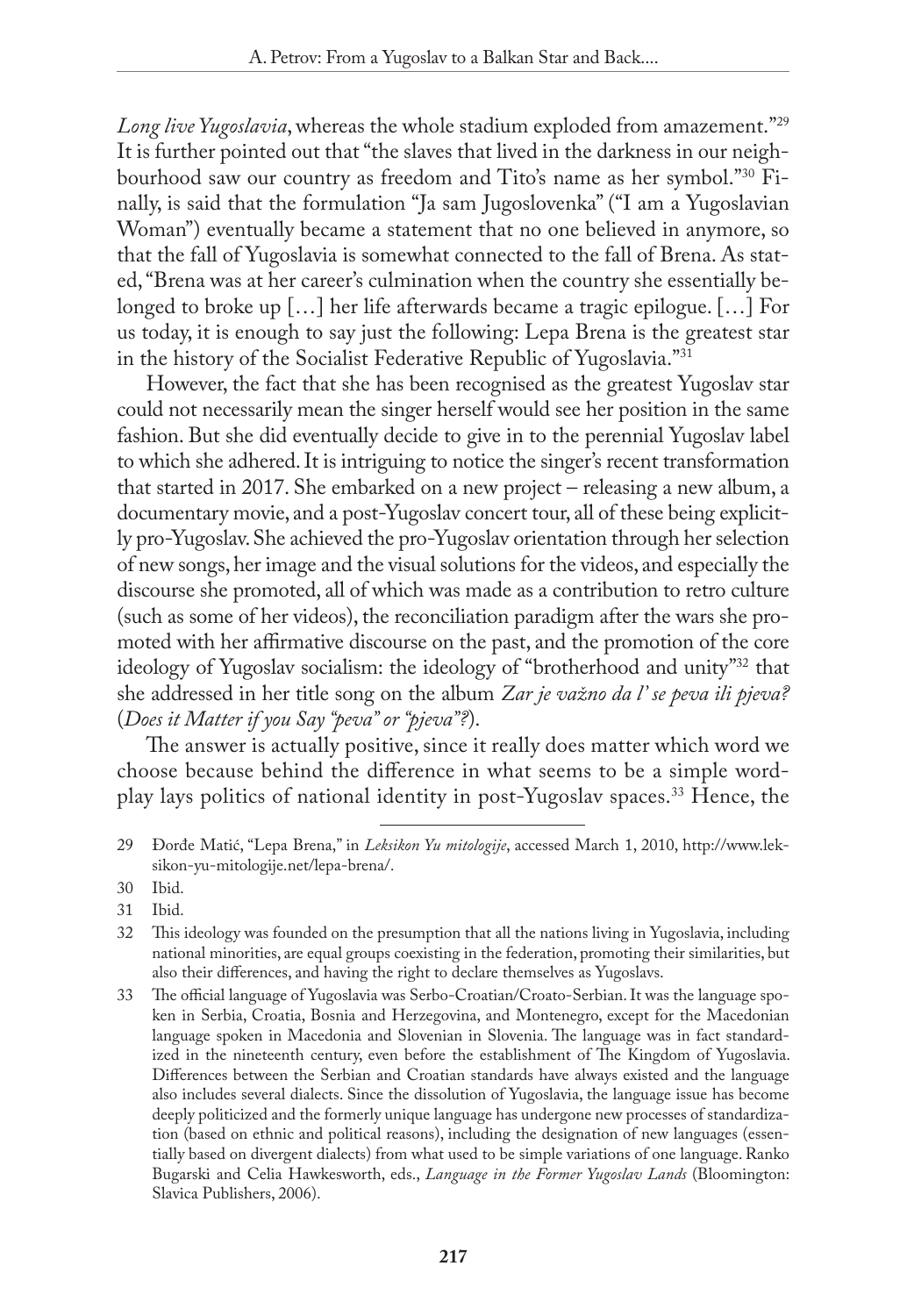*Long live Yugoslavia*, whereas the whole stadium exploded from amazement."[29] It is further pointed out that "the slaves that lived in the darkness in our neighbourhood saw our country as freedom and Tito's name as her symbol."[30] Finally, is said that the formulation "Ja sam Jugoslovenka" ("I am a Yugoslavian Woman") eventually became a statement that no one believed in anymore, so that the fall of Yugoslavia is somewhat connected to the fall of Brena. As stated, "Brena was at her career's culmination when the country she essentially belonged to broke up […] her life afterwards became a tragic epilogue. […] For us today, it is enough to say just the following: Lepa Brena is the greatest star in the history of the Socialist Federative Republic of Yugoslavia."[31]

However, the fact that she has been recognised as the greatest Yugoslav star could not necessarily mean the singer herself would see her position in the same fashion. But she did eventually decide to give in to the perennial Yugoslav label to which she adhered. It is intriguing to notice the singer's recent transformation that started in 2017. She embarked on a new project – releasing a new album, a documentary movie, and a post-Yugoslav concert tour, all of these being explicitly pro-Yugoslav. She achieved the pro-Yugoslav orientation through her selection of new songs, her image and the visual solutions for the videos, and especially the discourse she promoted, all of which was made as a contribution to retro culture (such as some of her videos), the reconciliation paradigm after the wars she promoted with her affirmative discourse on the past, and the promotion of the core ideology of Yugoslav socialism: the ideology of "brotherhood and unity"[32] that she addressed in her title song on the album *Zar je važno da l' se peva ili pjeva?* (*Does it Matter if you Say "peva" or "pjeva"?*).

The answer is actually positive, since it really does matter which word we choose because behind the difference in what seems to be a simple wordplay lays politics of national identity in post-Yugoslav spaces.[33] Hence, the

---

29 Đorđe Matić, "Lepa Brena," in *Leksikon Yu mitologije*, accessed March 1, 2010, http://www.leksikon-yu-mitologije.net/lepa-brena/.

30 Ibid.

31 Ibid.

32 This ideology was founded on the presumption that all the nations living in Yugoslavia, including national minorities, are equal groups coexisting in the federation, promoting their similarities, but also their differences, and having the right to declare themselves as Yugoslavs.

33 The official language of Yugoslavia was Serbo-Croatian/Croato-Serbian. It was the language spoken in Serbia, Croatia, Bosnia and Herzegovina, and Montenegro, except for the Macedonian language spoken in Macedonia and Slovenian in Slovenia. The language was in fact standardized in the nineteenth century, even before the establishment of The Kingdom of Yugoslavia. Differences between the Serbian and Croatian standards have always existed and the language also includes several dialects. Since the dissolution of Yugoslavia, the language issue has become deeply politicized and the formerly unique language has undergone new processes of standardization (based on ethnic and political reasons), including the designation of new languages (essentially based on divergent dialects) from what used to be simple variations of one language. Ranko Bugarski and Celia Hawkesworth, eds., *Language in the Former Yugoslav Lands* (Bloomington: Slavica Publishers, 2006).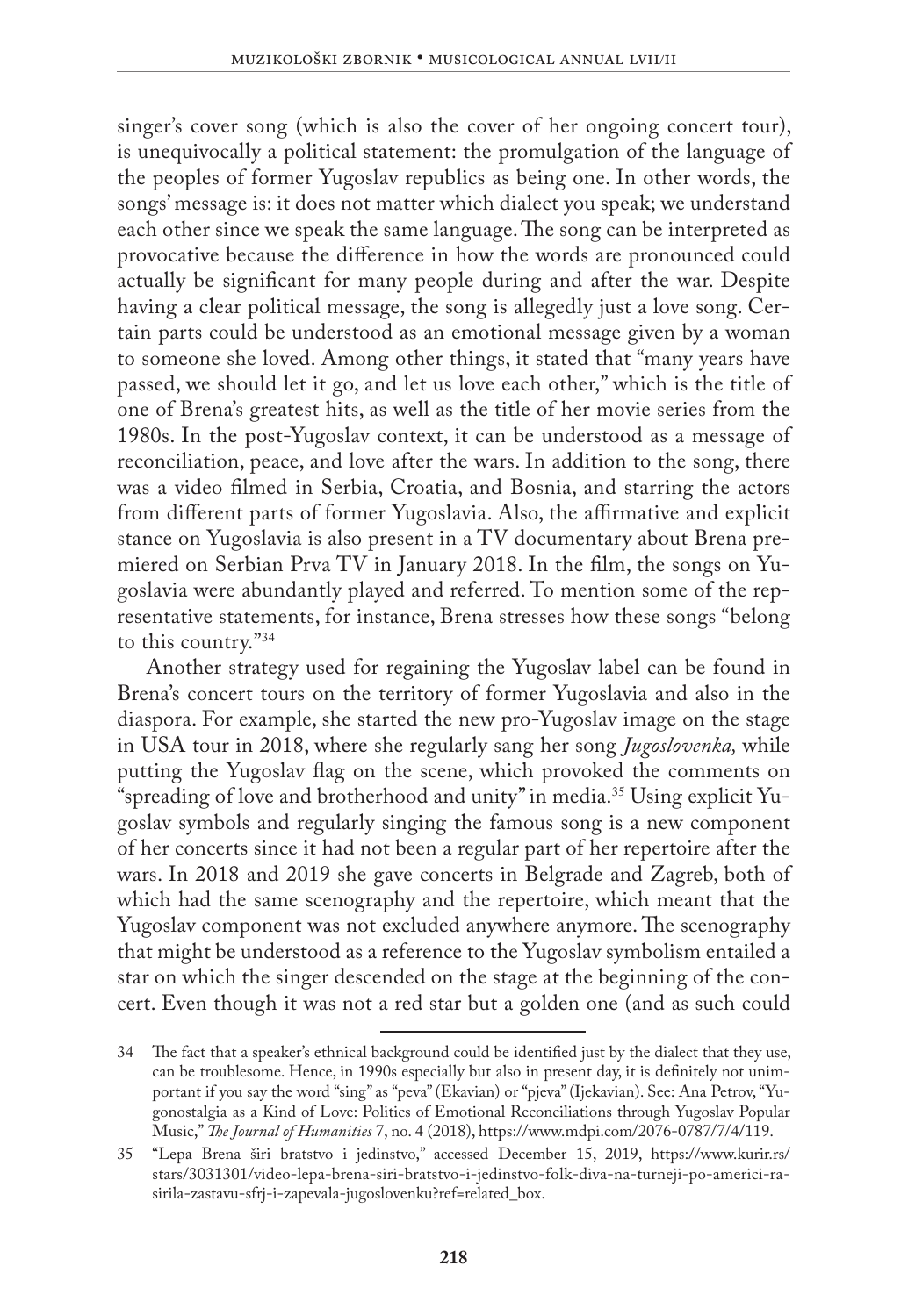singer's cover song (which is also the cover of her ongoing concert tour), is unequivocally a political statement: the promulgation of the language of the peoples of former Yugoslav republics as being one. In other words, the songs' message is: it does not matter which dialect you speak; we understand each other since we speak the same language. The song can be interpreted as provocative because the difference in how the words are pronounced could actually be significant for many people during and after the war. Despite having a clear political message, the song is allegedly just a love song. Certain parts could be understood as an emotional message given by a woman to someone she loved. Among other things, it stated that "many years have passed, we should let it go, and let us love each other," which is the title of one of Brena's greatest hits, as well as the title of her movie series from the 1980s. In the post-Yugoslav context, it can be understood as a message of reconciliation, peace, and love after the wars. In addition to the song, there was a video filmed in Serbia, Croatia, and Bosnia, and starring the actors from different parts of former Yugoslavia. Also, the affirmative and explicit stance on Yugoslavia is also present in a TV documentary about Brena premiered on Serbian Prva TV in January 2018. In the film, the songs on Yugoslavia were abundantly played and referred. To mention some of the representative statements, for instance, Brena stresses how these songs "belong to this country."[34]

Another strategy used for regaining the Yugoslav label can be found in Brena's concert tours on the territory of former Yugoslavia and also in the diaspora. For example, she started the new pro-Yugoslav image on the stage in USA tour in 2018, where she regularly sang her song *Jugoslovenka,* while putting the Yugoslav flag on the scene, which provoked the comments on "spreading of love and brotherhood and unity" in media.[35] Using explicit Yugoslav symbols and regularly singing the famous song is a new component of her concerts since it had not been a regular part of her repertoire after the wars. In 2018 and 2019 she gave concerts in Belgrade and Zagreb, both of which had the same scenography and the repertoire, which meant that the Yugoslav component was not excluded anywhere anymore. The scenography that might be understood as a reference to the Yugoslav symbolism entailed a star on which the singer descended on the stage at the beginning of the concert. Even though it was not a red star but a golden one (and as such could

---

34 The fact that a speaker's ethnical background could be identified just by the dialect that they use, can be troublesome. Hence, in 1990s especially but also in present day, it is definitely not unimportant if you say the word "sing" as "peva" (Ekavian) or "pjeva" (Ijekavian). See: Ana Petrov, "Yugonostalgia as a Kind of Love: Politics of Emotional Reconciliations through Yugoslav Popular Music," *The Journal of Humanities* 7, no. 4 (2018), https://www.mdpi.com/2076-0787/7/4/119.

35 "Lepa Brena širi bratstvo i jedinstvo," accessed December 15, 2019, https://www.kurir.rs/stars/3031301/video-lepa-brena-siri-bratstvo-i-jedinstvo-folk-diva-na-turneji-po-americi-rasirila-zastavu-sfrj-i-zapevala-jugoslovenku?ref=related_box.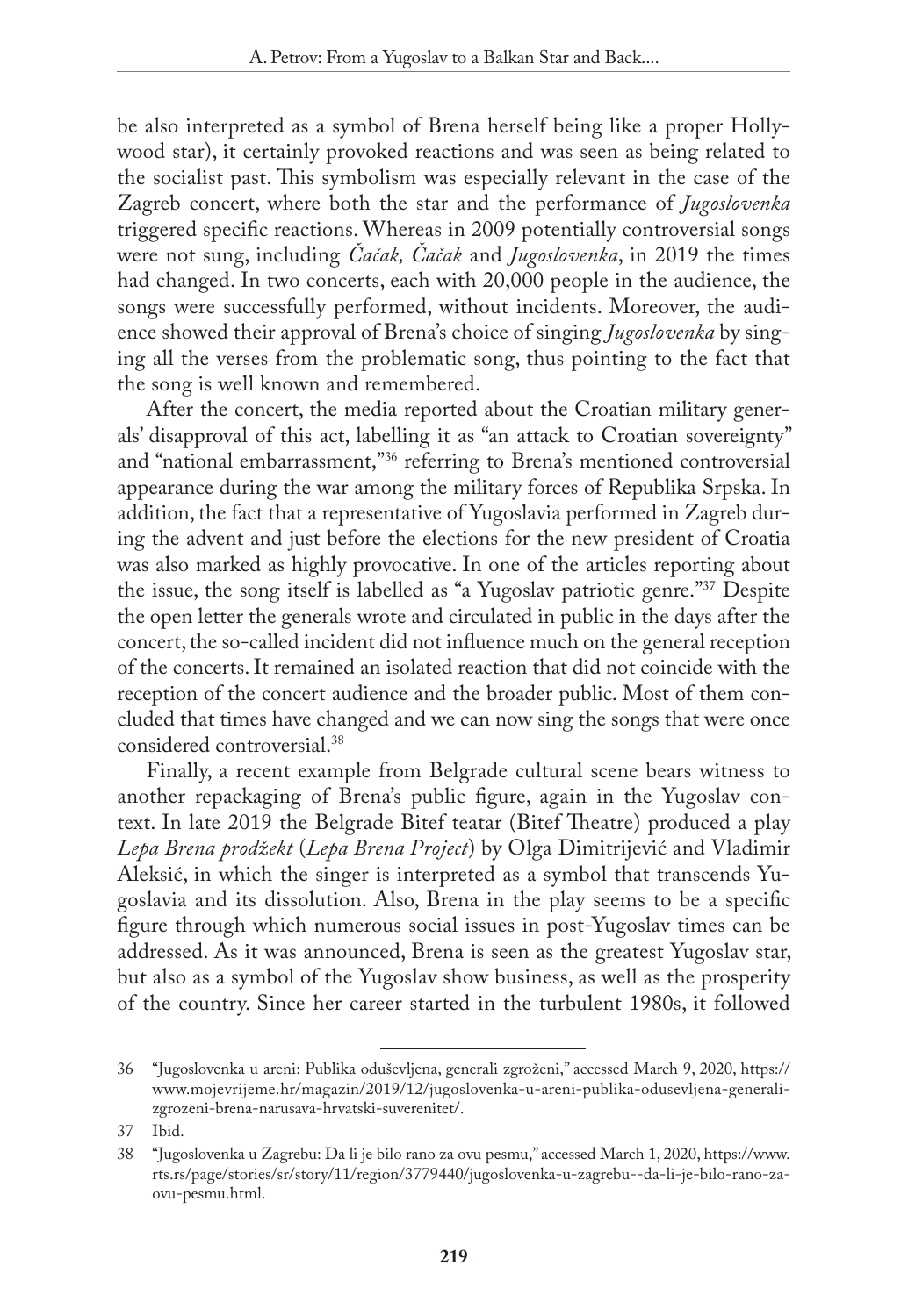be also interpreted as a symbol of Brena herself being like a proper Hollywood star), it certainly provoked reactions and was seen as being related to the socialist past. This symbolism was especially relevant in the case of the Zagreb concert, where both the star and the performance of *Jugoslovenka* triggered specific reactions. Whereas in 2009 potentially controversial songs were not sung, including *Čačak, Čačak* and *Jugoslovenka*, in 2019 the times had changed. In two concerts, each with 20,000 people in the audience, the songs were successfully performed, without incidents. Moreover, the audience showed their approval of Brena's choice of singing *Jugoslovenka* by singing all the verses from the problematic song, thus pointing to the fact that the song is well known and remembered.

After the concert, the media reported about the Croatian military generals' disapproval of this act, labelling it as "an attack to Croatian sovereignty" and "national embarrassment,"[36] referring to Brena's mentioned controversial appearance during the war among the military forces of Republika Srpska. In addition, the fact that a representative of Yugoslavia performed in Zagreb during the advent and just before the elections for the new president of Croatia was also marked as highly provocative. In one of the articles reporting about the issue, the song itself is labelled as "a Yugoslav patriotic genre."[37] Despite the open letter the generals wrote and circulated in public in the days after the concert, the so-called incident did not influence much on the general reception of the concerts. It remained an isolated reaction that did not coincide with the reception of the concert audience and the broader public. Most of them concluded that times have changed and we can now sing the songs that were once considered controversial.[38]

Finally, a recent example from Belgrade cultural scene bears witness to another repackaging of Brena's public figure, again in the Yugoslav context. In late 2019 the Belgrade Bitef teatar (Bitef Theatre) produced a play *Lepa Brena prodžekt* (*Lepa Brena Project*) by Olga Dimitrijević and Vladimir Aleksić, in which the singer is interpreted as a symbol that transcends Yugoslavia and its dissolution. Also, Brena in the play seems to be a specific figure through which numerous social issues in post-Yugoslav times can be addressed. As it was announced, Brena is seen as the greatest Yugoslav star, but also as a symbol of the Yugoslav show business, as well as the prosperity of the country. Since her career started in the turbulent 1980s, it followed

---

36 "Jugoslovenka u areni: Publika oduševljena, generali zgroženi," accessed March 9, 2020, https://www.mojevrijeme.hr/magazin/2019/12/jugoslovenka-u-areni-publika-odusevljena-generali-zgrozeni-brena-narusava-hrvatski-suverenitet/.

37 Ibid.

38 "Jugoslovenka u Zagrebu: Da li je bilo rano za ovu pesmu," accessed March 1, 2020, https://www.rts.rs/page/stories/sr/story/11/region/3779440/jugoslovenka-u-zagrebu--da-li-je-bilo-rano-za-ovu-pesmu.html.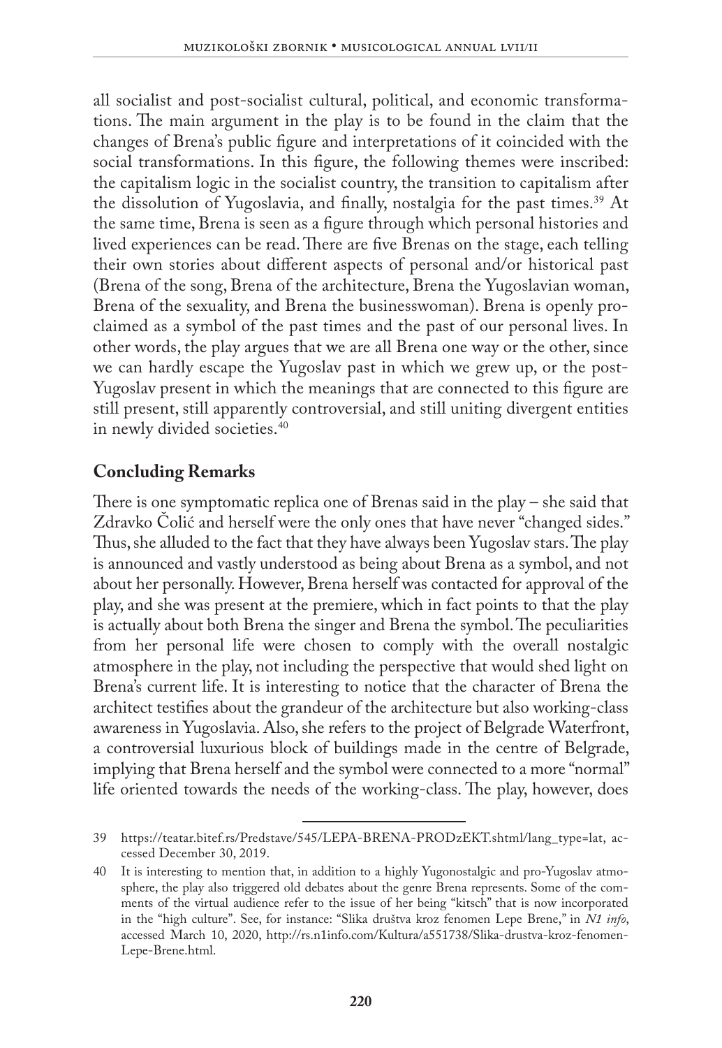all socialist and post-socialist cultural, political, and economic transformations. The main argument in the play is to be found in the claim that the changes of Brena's public figure and interpretations of it coincided with the social transformations. In this figure, the following themes were inscribed: the capitalism logic in the socialist country, the transition to capitalism after the dissolution of Yugoslavia, and finally, nostalgia for the past times.[39] At the same time, Brena is seen as a figure through which personal histories and lived experiences can be read. There are five Brenas on the stage, each telling their own stories about different aspects of personal and/or historical past (Brena of the song, Brena of the architecture, Brena the Yugoslavian woman, Brena of the sexuality, and Brena the businesswoman). Brena is openly proclaimed as a symbol of the past times and the past of our personal lives. In other words, the play argues that we are all Brena one way or the other, since we can hardly escape the Yugoslav past in which we grew up, or the post-Yugoslav present in which the meanings that are connected to this figure are still present, still apparently controversial, and still uniting divergent entities in newly divided societies.[40]

## Concluding Remarks

There is one symptomatic replica one of Brenas said in the play – she said that Zdravko Čolić and herself were the only ones that have never "changed sides." Thus, she alluded to the fact that they have always been Yugoslav stars. The play is announced and vastly understood as being about Brena as a symbol, and not about her personally. However, Brena herself was contacted for approval of the play, and she was present at the premiere, which in fact points to that the play is actually about both Brena the singer and Brena the symbol. The peculiarities from her personal life were chosen to comply with the overall nostalgic atmosphere in the play, not including the perspective that would shed light on Brena's current life. It is interesting to notice that the character of Brena the architect testifies about the grandeur of the architecture but also working-class awareness in Yugoslavia. Also, she refers to the project of Belgrade Waterfront, a controversial luxurious block of buildings made in the centre of Belgrade, implying that Brena herself and the symbol were connected to a more "normal" life oriented towards the needs of the working-class. The play, however, does

---

39 https://teatar.bitef.rs/Predstave/545/LEPA-BRENA-PRODzEKT.shtml/lang_type=lat, accessed December 30, 2019.

40 It is interesting to mention that, in addition to a highly Yugonostalgic and pro-Yugoslav atmosphere, the play also triggered old debates about the genre Brena represents. Some of the comments of the virtual audience refer to the issue of her being "kitsch" that is now incorporated in the "high culture". See, for instance: "Slika društva kroz fenomen Lepe Brene," in *N1 info*, accessed March 10, 2020, http://rs.n1info.com/Kultura/a551738/Slika-drustva-kroz-fenomen-Lepe-Brene.html.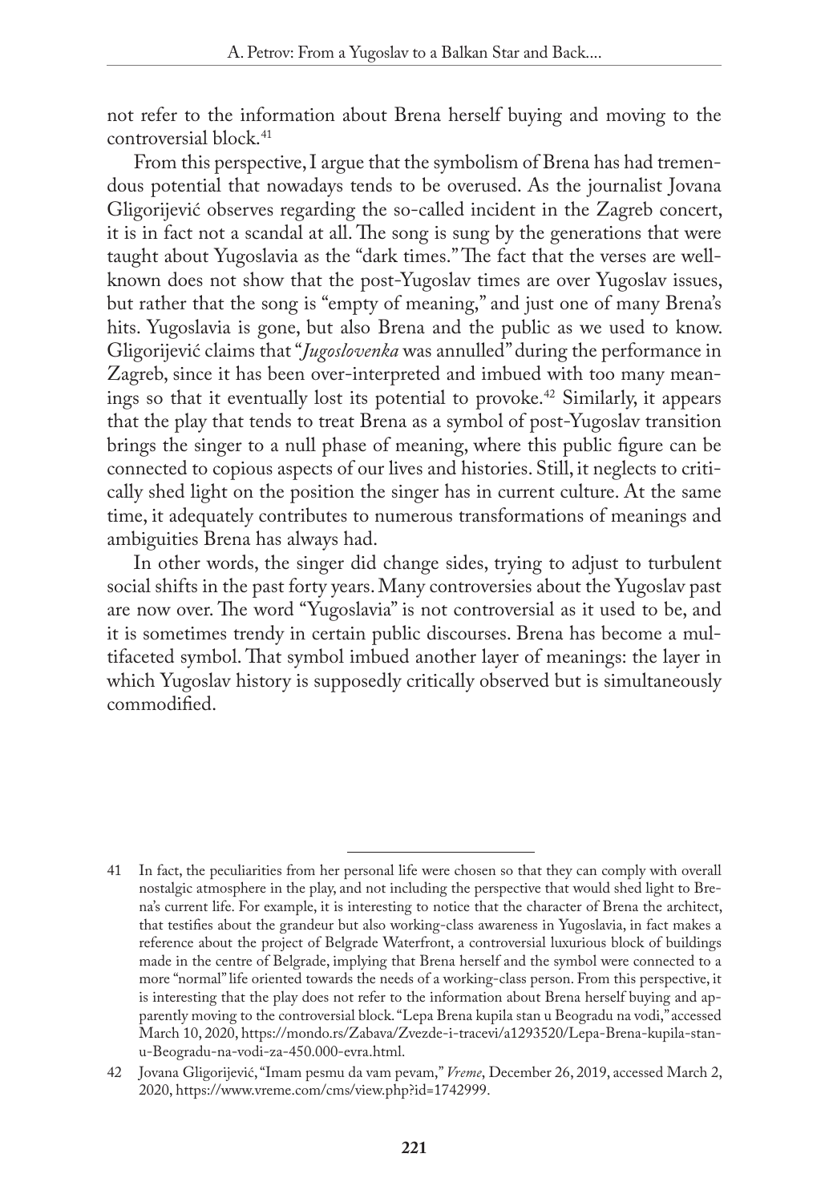not refer to the information about Brena herself buying and moving to the controversial block.[41]

From this perspective, I argue that the symbolism of Brena has had tremendous potential that nowadays tends to be overused. As the journalist Jovana Gligorijević observes regarding the so-called incident in the Zagreb concert, it is in fact not a scandal at all. The song is sung by the generations that were taught about Yugoslavia as the "dark times." The fact that the verses are well-known does not show that the post-Yugoslav times are over Yugoslav issues, but rather that the song is "empty of meaning," and just one of many Brena's hits. Yugoslavia is gone, but also Brena and the public as we used to know. Gligorijević claims that "*Jugoslovenka* was annulled" during the performance in Zagreb, since it has been over-interpreted and imbued with too many meanings so that it eventually lost its potential to provoke.[42] Similarly, it appears that the play that tends to treat Brena as a symbol of post-Yugoslav transition brings the singer to a null phase of meaning, where this public figure can be connected to copious aspects of our lives and histories. Still, it neglects to critically shed light on the position the singer has in current culture. At the same time, it adequately contributes to numerous transformations of meanings and ambiguities Brena has always had.

In other words, the singer did change sides, trying to adjust to turbulent social shifts in the past forty years. Many controversies about the Yugoslav past are now over. The word "Yugoslavia" is not controversial as it used to be, and it is sometimes trendy in certain public discourses. Brena has become a multifaceted symbol. That symbol imbued another layer of meanings: the layer in which Yugoslav history is supposedly critically observed but is simultaneously commodified.

---

41 In fact, the peculiarities from her personal life were chosen so that they can comply with overall nostalgic atmosphere in the play, and not including the perspective that would shed light to Brena's current life. For example, it is interesting to notice that the character of Brena the architect, that testifies about the grandeur but also working-class awareness in Yugoslavia, in fact makes a reference about the project of Belgrade Waterfront, a controversial luxurious block of buildings made in the centre of Belgrade, implying that Brena herself and the symbol were connected to a more "normal" life oriented towards the needs of a working-class person. From this perspective, it is interesting that the play does not refer to the information about Brena herself buying and apparently moving to the controversial block. "Lepa Brena kupila stan u Beogradu na vodi," accessed March 10, 2020, https://mondo.rs/Zabava/Zvezde-i-tracevi/a1293520/Lepa-Brena-kupila-stan-u-Beogradu-na-vodi-za-450.000-evra.html.

42 Jovana Gligorijević, "Imam pesmu da vam pevam," *Vreme*, December 26, 2019, accessed March 2, 2020, https://www.vreme.com/cms/view.php?id=1742999.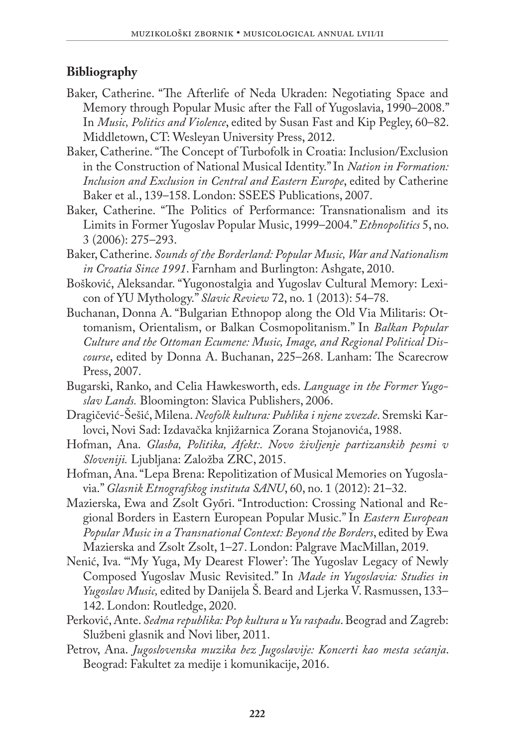## Bibliography

Baker, Catherine. "The Afterlife of Neda Ukraden: Negotiating Space and Memory through Popular Music after the Fall of Yugoslavia, 1990–2008." In *Music, Politics and Violence*, edited by Susan Fast and Kip Pegley, 60–82. Middletown, CT: Wesleyan University Press, 2012.

Baker, Catherine. "The Concept of Turbofolk in Croatia: Inclusion/Exclusion in the Construction of National Musical Identity." In *Nation in Formation: Inclusion and Exclusion in Central and Eastern Europe*, edited by Catherine Baker et al., 139–158. London: SSEES Publications, 2007.

Baker, Catherine. "The Politics of Performance: Transnationalism and its Limits in Former Yugoslav Popular Music, 1999–2004." *Ethnopolitics* 5, no. 3 (2006): 275–293.

Baker, Catherine. *Sounds of the Borderland: Popular Music, War and Nationalism in Croatia Since 1991*. Farnham and Burlington: Ashgate, 2010.

Bošković, Aleksandar. "Yugonostalgia and Yugoslav Cultural Memory: Lexicon of YU Mythology." *Slavic Review* 72, no. 1 (2013): 54–78.

Buchanan, Donna A. "Bulgarian Ethnopop along the Old Via Militaris: Ottomanism, Orientalism, or Balkan Cosmopolitanism." In *Balkan Popular Culture and the Ottoman Ecumene: Music, Image, and Regional Political Discourse*, edited by Donna A. Buchanan, 225–268. Lanham: The Scarecrow Press, 2007.

Bugarski, Ranko, and Celia Hawkesworth, eds. *Language in the Former Yugoslav Lands.* Bloomington: Slavica Publishers, 2006.

Dragičević-Šešić, Milena. *Neofolk kultura: Publika i njene zvezde*. Sremski Karlovci, Novi Sad: Izdavačka knjižarnica Zorana Stojanovića, 1988.

Hofman, Ana. *Glasba, Politika, Afekt:. Novo življenje partizanskih pesmi v Sloveniji.* Ljubljana: Založba ZRC, 2015.

Hofman, Ana. "Lepa Brena: Repolitization of Musical Memories on Yugoslavia." *Glasnik Etnografskog instituta SANU*, 60, no. 1 (2012): 21–32.

Mazierska, Ewa and Zsolt Győri. "Introduction: Crossing National and Regional Borders in Eastern European Popular Music." In *Eastern European Popular Music in a Transnational Context: Beyond the Borders*, edited by Ewa Mazierska and Zsolt Zsolt, 1–27. London: Palgrave MacMillan, 2019.

Nenić, Iva. "'My Yuga, My Dearest Flower': The Yugoslav Legacy of Newly Composed Yugoslav Music Revisited." In *Made in Yugoslavia: Studies in Yugoslav Music,* edited by Danijela Š. Beard and Ljerka V. Rasmussen, 133–142. London: Routledge, 2020.

Perković, Ante. *Sedma republika: Pop kultura u Yu raspadu*. Beograd and Zagreb: Službeni glasnik and Novi liber, 2011.

Petrov, Ana. *Jugoslovenska muzika bez Jugoslavije: Koncerti kao mesta sećanja*. Beograd: Fakultet za medije i komunikacije, 2016.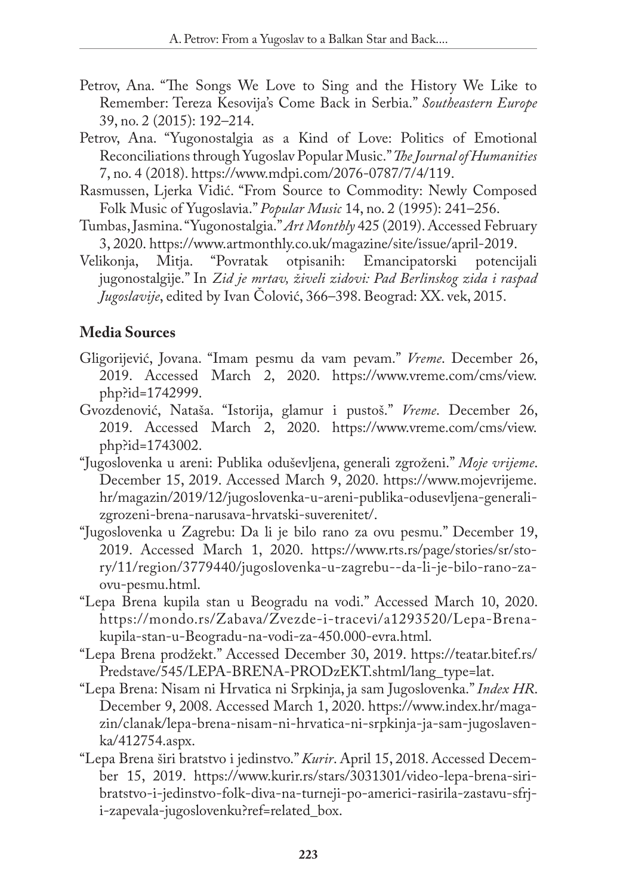Petrov, Ana. "The Songs We Love to Sing and the History We Like to Remember: Tereza Kesovija's Come Back in Serbia." *Southeastern Europe* 39, no. 2 (2015): 192–214.

Petrov, Ana. "Yugonostalgia as a Kind of Love: Politics of Emotional Reconciliations through Yugoslav Popular Music." *The Journal of Humanities* 7, no. 4 (2018). https://www.mdpi.com/2076-0787/7/4/119.

Rasmussen, Ljerka Vidić. "From Source to Commodity: Newly Composed Folk Music of Yugoslavia." *Popular Music* 14, no. 2 (1995): 241–256.

Tumbas, Jasmina. "Yugonostalgia." *Art Monthly* 425 (2019). Accessed February 3, 2020. https://www.artmonthly.co.uk/magazine/site/issue/april-2019.

Velikonja, Mitja. "Povratak otpisanih: Emancipatorski potencijali jugonostalgije." In *Zid je mrtav, živeli zidovi: Pad Berlinskog zida i raspad Jugoslavije*, edited by Ivan Čolović, 366–398. Beograd: XX. vek, 2015.

## Media Sources

Gligorijević, Jovana. "Imam pesmu da vam pevam." *Vreme*. December 26, 2019. Accessed March 2, 2020. https://www.vreme.com/cms/view.php?id=1742999.

Gvozdenović, Nataša. "Istorija, glamur i pustoš." *Vreme*. December 26, 2019. Accessed March 2, 2020. https://www.vreme.com/cms/view.php?id=1743002.

"Jugoslovenka u areni: Publika oduševljena, generali zgroženi." *Moje vrijeme*. December 15, 2019. Accessed March 9, 2020. https://www.mojevrijeme.hr/magazin/2019/12/jugoslovenka-u-areni-publika-odusevljena-generali-zgrozeni-brena-narusava-hrvatski-suverenitet/.

"Jugoslovenka u Zagrebu: Da li je bilo rano za ovu pesmu." December 19, 2019. Accessed March 1, 2020. https://www.rts.rs/page/stories/sr/story/11/region/3779440/jugoslovenka-u-zagrebu--da-li-je-bilo-rano-za-ovu-pesmu.html.

"Lepa Brena kupila stan u Beogradu na vodi." Accessed March 10, 2020. https://mondo.rs/Zabava/Zvezde-i-tracevi/a1293520/Lepa-Brena-kupila-stan-u-Beogradu-na-vodi-za-450.000-evra.html.

"Lepa Brena prodžekt." Accessed December 30, 2019. https://teatar.bitef.rs/Predstave/545/LEPA-BRENA-PRODzEKT.shtml/lang_type=lat.

"Lepa Brena: Nisam ni Hrvatica ni Srpkinja, ja sam Jugoslovenka." *Index HR*. December 9, 2008. Accessed March 1, 2020. https://www.index.hr/magazin/clanak/lepa-brena-nisam-ni-hrvatica-ni-srpkinja-ja-sam-jugoslavenka/412754.aspx.

"Lepa Brena širi bratstvo i jedinstvo." *Kurir*. April 15, 2018. Accessed December 15, 2019. https://www.kurir.rs/stars/3031301/video-lepa-brena-siri-bratstvo-i-jedinstvo-folk-diva-na-turneji-po-americi-rasirila-zastavu-sfrj-i-zapevala-jugoslovenku?ref=related_box.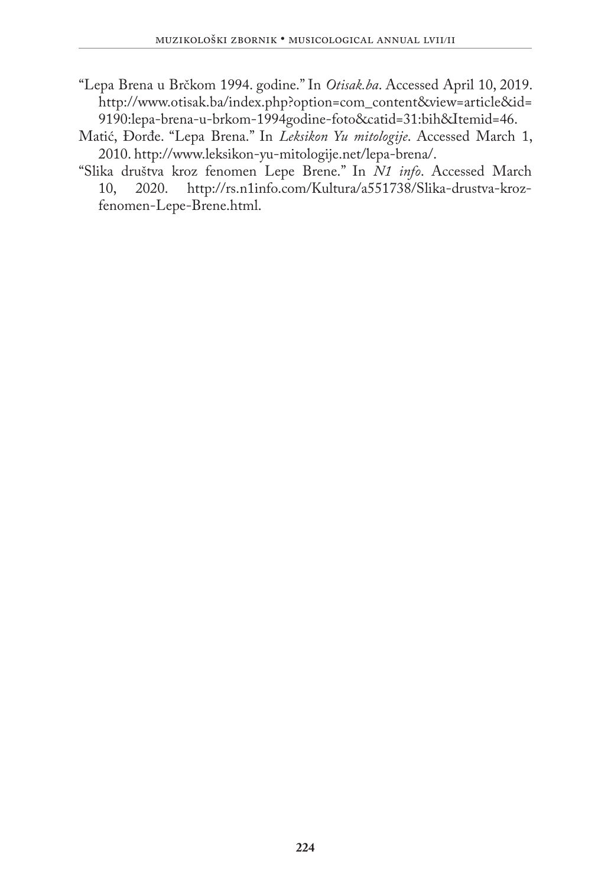"Lepa Brena u Brčkom 1994. godine." In *Otisak.ba*. Accessed April 10, 2019. http://www.otisak.ba/index.php?option=com_content&view=article&id=9190:lepa-brena-u-brkom-1994godine-foto&catid=31:bih&Itemid=46.

Matić, Đorđe. "Lepa Brena." In *Leksikon Yu mitologije*. Accessed March 1, 2010. http://www.leksikon-yu-mitologije.net/lepa-brena/.

"Slika društva kroz fenomen Lepe Brene." In *N1 info*. Accessed March 10, 2020. http://rs.n1info.com/Kultura/a551738/Slika-drustva-kroz-fenomen-Lepe-Brene.html.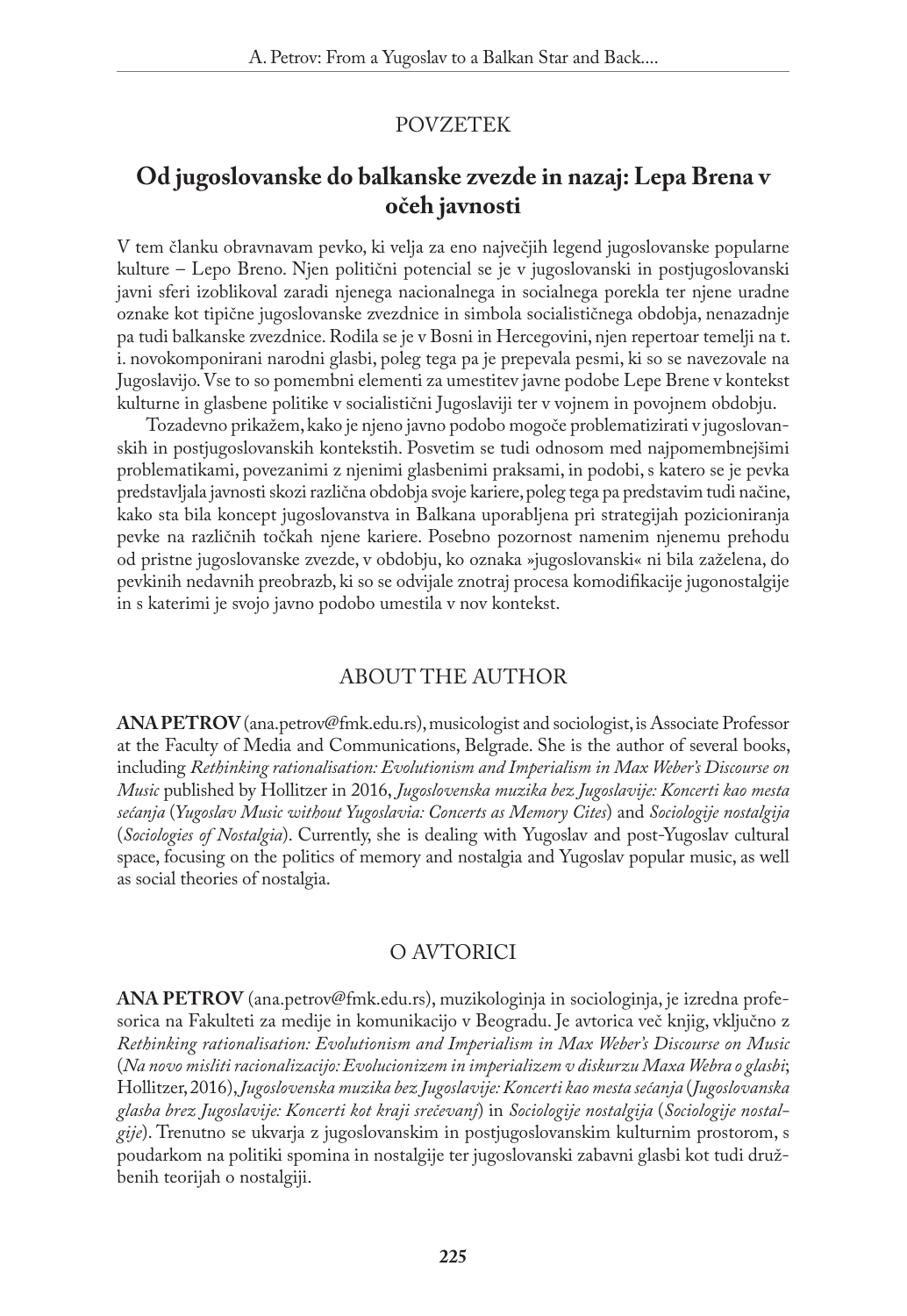## POVZETEK

### Od jugoslovanske do balkanske zvezde in nazaj: Lepa Brena v očeh javnosti

V tem članku obravnavam pevko, ki velja za eno največjih legend jugoslovanske popularne kulture – Lepo Breno. Njen politični potencial se je v jugoslovanski in postjugoslovanski javni sferi izoblikoval zaradi njenega nacionalnega in socialnega porekla ter njene uradne oznake kot tipične jugoslovanske zvezdnice in simbola socialističnega obdobja, nenazadnje pa tudi balkanske zvezdnice. Rodila se je v Bosni in Hercegovini, njen repertoar temelji na t. i. novokomponirani narodni glasbi, poleg tega pa je prepevala pesmi, ki so se navezovale na Jugoslavijo. Vse to so pomembni elementi za umestitev javne podobe Lepe Brene v kontekst kulturne in glasbene politike v socialistični Jugoslaviji ter v vojnem in povojnem obdobju.

Tozadevno prikažem, kako je njeno javno podobo mogoče problematizirati v jugoslovanskih in postjugoslovanskih kontekstih. Posvetim se tudi odnosom med najpomembnejšimi problematikami, povezanimi z njenimi glasbenimi praksami, in podobi, s katero se je pevka predstavljala javnosti skozi različna obdobja svoje kariere, poleg tega pa predstavim tudi načine, kako sta bila koncept jugoslovanstva in Balkana uporabljena pri strategijah pozicioniranja pevke na različnih točkah njene kariere. Posebno pozornost namenim njenemu prehodu od pristne jugoslovanske zvezde, v obdobju, ko oznaka »jugoslovanski« ni bila zaželena, do pevkinih nedavnih preobrazb, ki so se odvijale znotraj procesa komodifikacije jugonostalgije in s katerimi je svojo javno podobo umestila v nov kontekst.

## ABOUT THE AUTHOR

**ANA PETROV** (ana.petrov@fmk.edu.rs), musicologist and sociologist, is Associate Professor at the Faculty of Media and Communications, Belgrade. She is the author of several books, including *Rethinking rationalisation: Evolutionism and Imperialism in Max Weber's Discourse on Music* published by Hollitzer in 2016, *Jugoslovenska muzika bez Jugoslavije: Koncerti kao mesta sećanja* (*Yugoslav Music without Yugoslavia: Concerts as Memory Cites*) and *Sociologije nostalgija* (*Sociologies of Nostalgia*). Currently, she is dealing with Yugoslav and post-Yugoslav cultural space, focusing on the politics of memory and nostalgia and Yugoslav popular music, as well as social theories of nostalgia.

## O AVTORICI

**ANA PETROV** (ana.petrov@fmk.edu.rs), muzikologinja in sociologinja, je izredna profesorica na Fakulteti za medije in komunikacijo v Beogradu. Je avtorica več knjig, vključno z *Rethinking rationalisation: Evolutionism and Imperialism in Max Weber's Discourse on Music* (*Na novo misliti racionalizacijo: Evolucionizem in imperializem v diskurzu Maxa Webra o glasbi*; Hollitzer, 2016), *Jugoslovenska muzika bez Jugoslavije: Koncerti kao mesta sećanja* (*Jugoslovanska glasba brez Jugoslavije: Koncerti kot kraji srečevanj*) in *Sociologije nostalgija* (*Sociologije nostalgije*). Trenutno se ukvarja z jugoslovanskim in postjugoslovanskim kulturnim prostorom, s poudarkom na politiki spomina in nostalgije ter jugoslovanski zabavni glasbi kot tudi družbenih teorijah o nostalgiji.